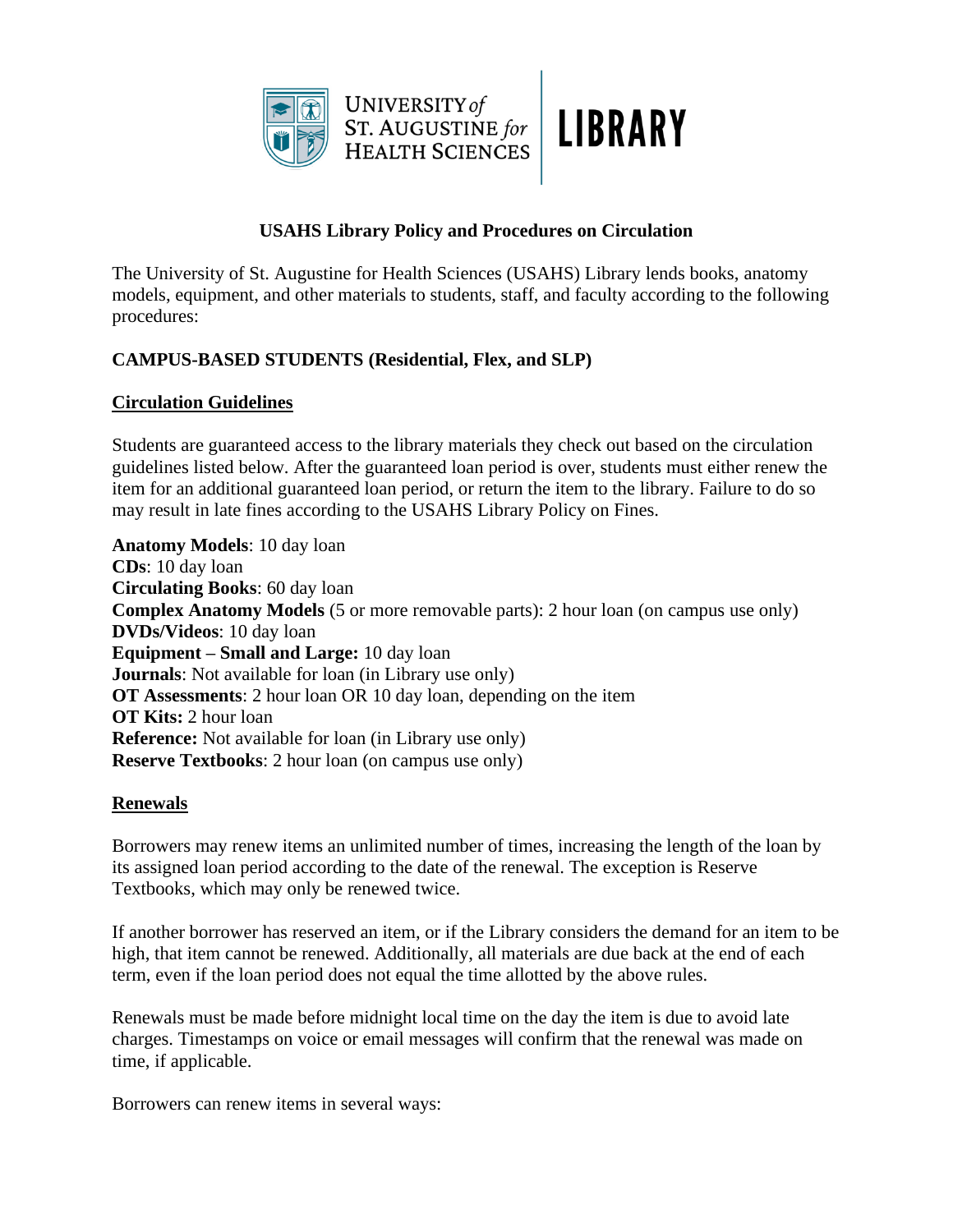UNIVERSITY *of* ST. AUGUSTINE *for* HEALTH SCIENCES | LIBRARY

# USAHS Library Policy and Procedures on Circulation

The University of St. Augustine for Health Sciences (USAHS) Library lends books, anatomy models, equipment, and other materials to students, staff, and faculty according to the following procedures:

## CAMPUS-BASED STUDENTS (Residential, Flex, and SLP)

### Circulation Guidelines

Students are guaranteed access to the library materials they check out based on the circulation guidelines listed below. After the guaranteed loan period is over, students must either renew the item for an additional guaranteed loan period, or return the item to the library. Failure to do so may result in late fines according to the USAHS Library Policy on Fines.

**Anatomy Models**: 10 day loan
**CDs**: 10 day loan
**Circulating Books**: 60 day loan
**Complex Anatomy Models** (5 or more removable parts): 2 hour loan (on campus use only)
**DVDs/Videos**: 10 day loan
**Equipment – Small and Large:** 10 day loan
**Journals**: Not available for loan (in Library use only)
**OT Assessments**: 2 hour loan OR 10 day loan, depending on the item
**OT Kits:** 2 hour loan
**Reference:** Not available for loan (in Library use only)
**Reserve Textbooks**: 2 hour loan (on campus use only)

### Renewals

Borrowers may renew items an unlimited number of times, increasing the length of the loan by its assigned loan period according to the date of the renewal. The exception is Reserve Textbooks, which may only be renewed twice.

If another borrower has reserved an item, or if the Library considers the demand for an item to be high, that item cannot be renewed. Additionally, all materials are due back at the end of each term, even if the loan period does not equal the time allotted by the above rules.

Renewals must be made before midnight local time on the day the item is due to avoid late charges. Timestamps on voice or email messages will confirm that the renewal was made on time, if applicable.

Borrowers can renew items in several ways: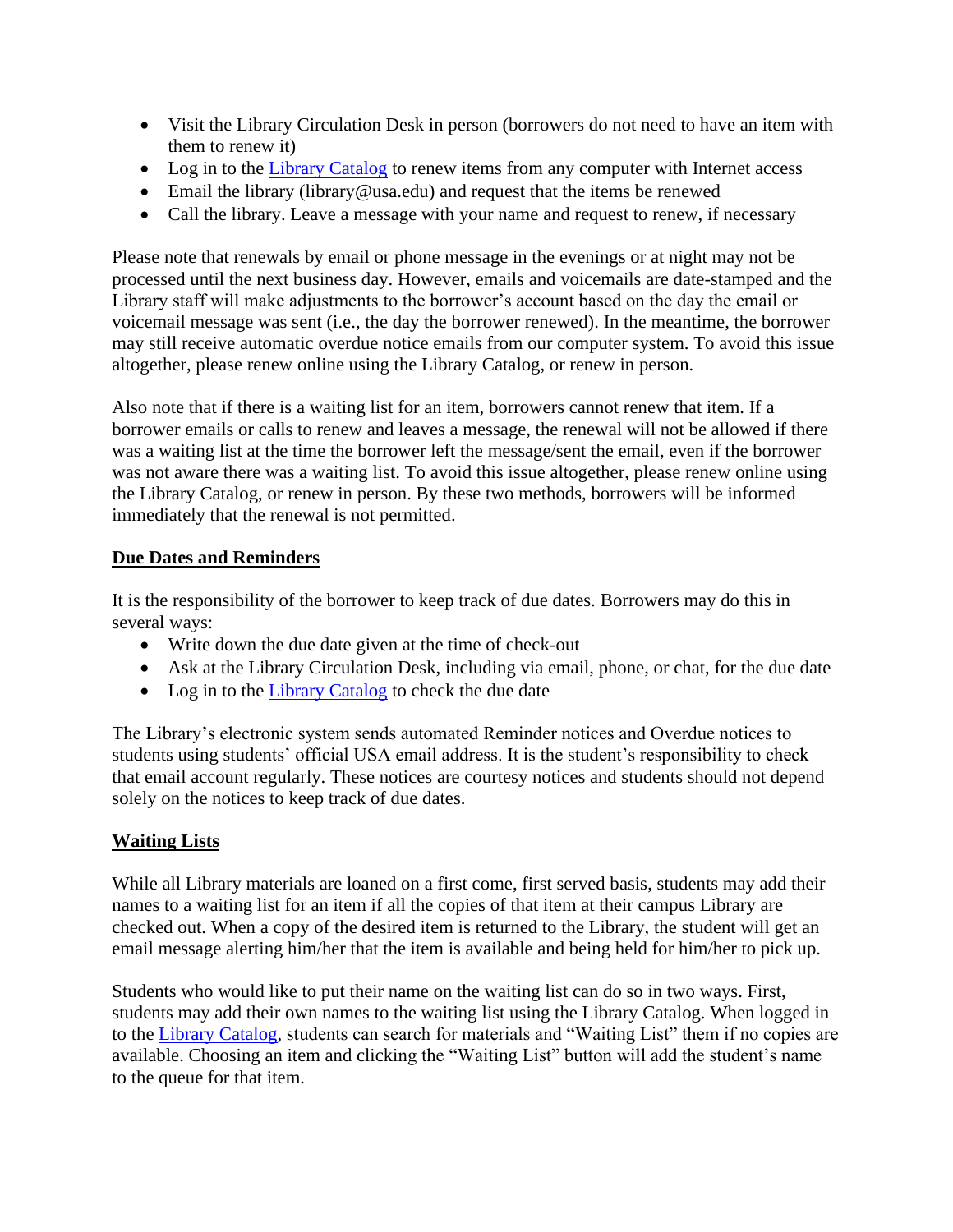- Visit the Library Circulation Desk in person (borrowers do not need to have an item with them to renew it)
- Log in to the Library Catalog to renew items from any computer with Internet access
- Email the library (library@usa.edu) and request that the items be renewed
- Call the library. Leave a message with your name and request to renew, if necessary

Please note that renewals by email or phone message in the evenings or at night may not be processed until the next business day. However, emails and voicemails are date-stamped and the Library staff will make adjustments to the borrower's account based on the day the email or voicemail message was sent (i.e., the day the borrower renewed). In the meantime, the borrower may still receive automatic overdue notice emails from our computer system. To avoid this issue altogether, please renew online using the Library Catalog, or renew in person.

Also note that if there is a waiting list for an item, borrowers cannot renew that item. If a borrower emails or calls to renew and leaves a message, the renewal will not be allowed if there was a waiting list at the time the borrower left the message/sent the email, even if the borrower was not aware there was a waiting list. To avoid this issue altogether, please renew online using the Library Catalog, or renew in person. By these two methods, borrowers will be informed immediately that the renewal is not permitted.

## Due Dates and Reminders

It is the responsibility of the borrower to keep track of due dates. Borrowers may do this in several ways:

- Write down the due date given at the time of check-out
- Ask at the Library Circulation Desk, including via email, phone, or chat, for the due date
- Log in to the Library Catalog to check the due date

The Library's electronic system sends automated Reminder notices and Overdue notices to students using students' official USA email address. It is the student's responsibility to check that email account regularly. These notices are courtesy notices and students should not depend solely on the notices to keep track of due dates.

## Waiting Lists

While all Library materials are loaned on a first come, first served basis, students may add their names to a waiting list for an item if all the copies of that item at their campus Library are checked out. When a copy of the desired item is returned to the Library, the student will get an email message alerting him/her that the item is available and being held for him/her to pick up.

Students who would like to put their name on the waiting list can do so in two ways. First, students may add their own names to the waiting list using the Library Catalog. When logged in to the Library Catalog, students can search for materials and "Waiting List" them if no copies are available. Choosing an item and clicking the "Waiting List" button will add the student's name to the queue for that item.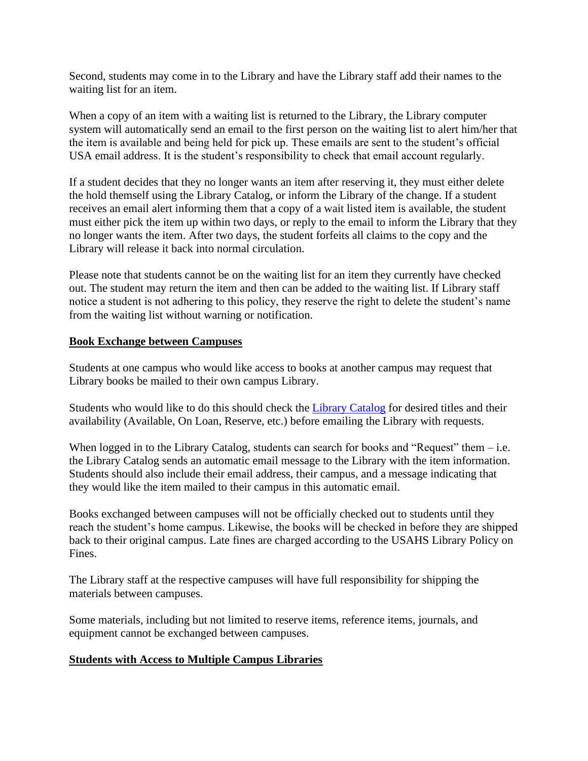Second, students may come in to the Library and have the Library staff add their names to the waiting list for an item.

When a copy of an item with a waiting list is returned to the Library, the Library computer system will automatically send an email to the first person on the waiting list to alert him/her that the item is available and being held for pick up. These emails are sent to the student's official USA email address. It is the student's responsibility to check that email account regularly.

If a student decides that they no longer wants an item after reserving it, they must either delete the hold themself using the Library Catalog, or inform the Library of the change. If a student receives an email alert informing them that a copy of a wait listed item is available, the student must either pick the item up within two days, or reply to the email to inform the Library that they no longer wants the item. After two days, the student forfeits all claims to the copy and the Library will release it back into normal circulation.

Please note that students cannot be on the waiting list for an item they currently have checked out. The student may return the item and then can be added to the waiting list. If Library staff notice a student is not adhering to this policy, they reserve the right to delete the student's name from the waiting list without warning or notification.

## Book Exchange between Campuses

Students at one campus who would like access to books at another campus may request that Library books be mailed to their own campus Library.

Students who would like to do this should check the [Library Catalog] for desired titles and their availability (Available, On Loan, Reserve, etc.) before emailing the Library with requests.

When logged in to the Library Catalog, students can search for books and "Request" them – i.e. the Library Catalog sends an automatic email message to the Library with the item information. Students should also include their email address, their campus, and a message indicating that they would like the item mailed to their campus in this automatic email.

Books exchanged between campuses will not be officially checked out to students until they reach the student's home campus. Likewise, the books will be checked in before they are shipped back to their original campus. Late fines are charged according to the USAHS Library Policy on Fines.

The Library staff at the respective campuses will have full responsibility for shipping the materials between campuses.

Some materials, including but not limited to reserve items, reference items, journals, and equipment cannot be exchanged between campuses.

## Students with Access to Multiple Campus Libraries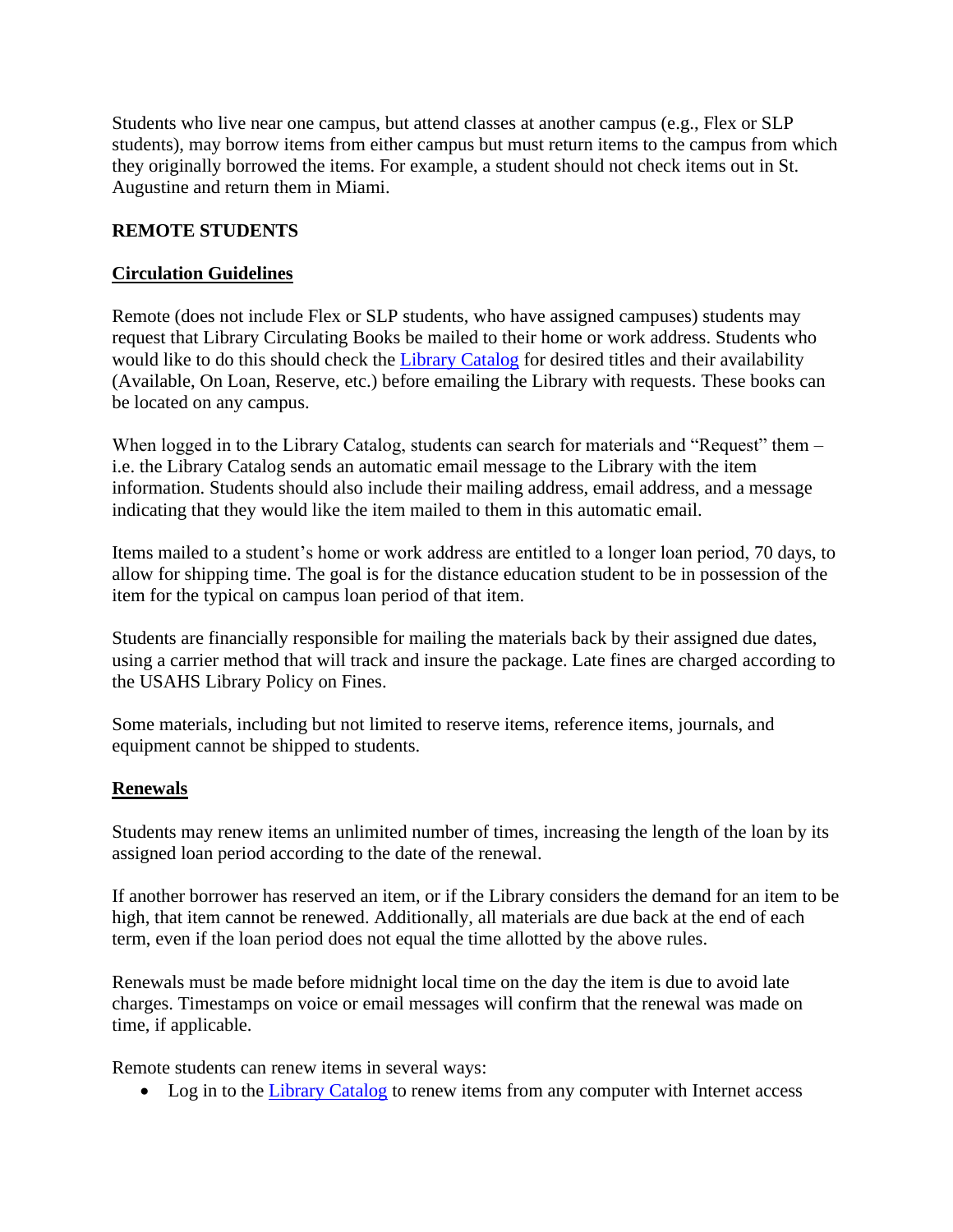Students who live near one campus, but attend classes at another campus (e.g., Flex or SLP students), may borrow items from either campus but must return items to the campus from which they originally borrowed the items. For example, a student should not check items out in St. Augustine and return them in Miami.

**REMOTE STUDENTS**

**Circulation Guidelines**

Remote (does not include Flex or SLP students, who have assigned campuses) students may request that Library Circulating Books be mailed to their home or work address. Students who would like to do this should check the Library Catalog for desired titles and their availability (Available, On Loan, Reserve, etc.) before emailing the Library with requests. These books can be located on any campus.

When logged in to the Library Catalog, students can search for materials and "Request" them – i.e. the Library Catalog sends an automatic email message to the Library with the item information. Students should also include their mailing address, email address, and a message indicating that they would like the item mailed to them in this automatic email.

Items mailed to a student's home or work address are entitled to a longer loan period, 70 days, to allow for shipping time. The goal is for the distance education student to be in possession of the item for the typical on campus loan period of that item.

Students are financially responsible for mailing the materials back by their assigned due dates, using a carrier method that will track and insure the package. Late fines are charged according to the USAHS Library Policy on Fines.

Some materials, including but not limited to reserve items, reference items, journals, and equipment cannot be shipped to students.

**Renewals**

Students may renew items an unlimited number of times, increasing the length of the loan by its assigned loan period according to the date of the renewal.

If another borrower has reserved an item, or if the Library considers the demand for an item to be high, that item cannot be renewed. Additionally, all materials are due back at the end of each term, even if the loan period does not equal the time allotted by the above rules.

Renewals must be made before midnight local time on the day the item is due to avoid late charges. Timestamps on voice or email messages will confirm that the renewal was made on time, if applicable.

Remote students can renew items in several ways:

- Log in to the Library Catalog to renew items from any computer with Internet access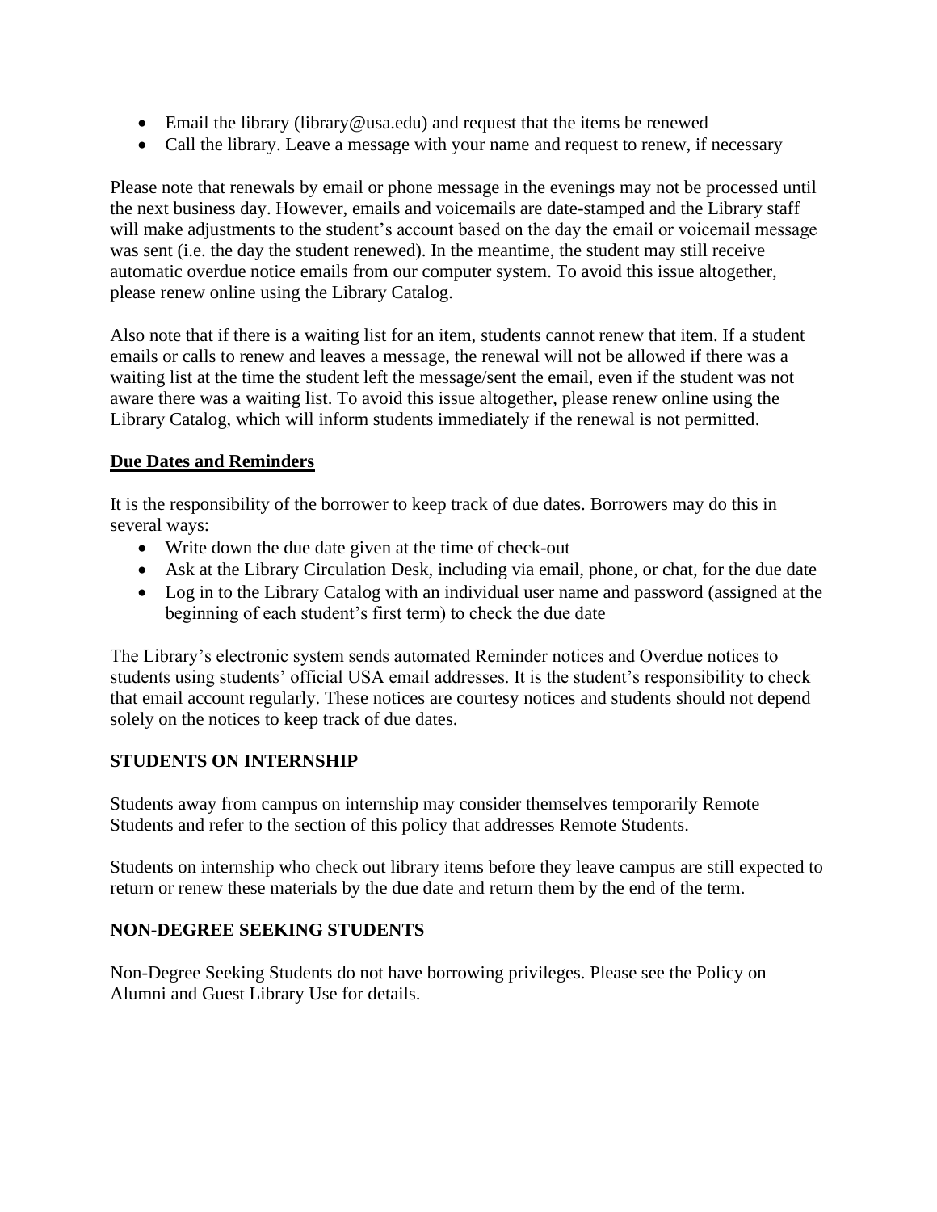- Email the library (library@usa.edu) and request that the items be renewed
- Call the library. Leave a message with your name and request to renew, if necessary

Please note that renewals by email or phone message in the evenings may not be processed until the next business day. However, emails and voicemails are date-stamped and the Library staff will make adjustments to the student's account based on the day the email or voicemail message was sent (i.e. the day the student renewed). In the meantime, the student may still receive automatic overdue notice emails from our computer system. To avoid this issue altogether, please renew online using the Library Catalog.

Also note that if there is a waiting list for an item, students cannot renew that item. If a student emails or calls to renew and leaves a message, the renewal will not be allowed if there was a waiting list at the time the student left the message/sent the email, even if the student was not aware there was a waiting list. To avoid this issue altogether, please renew online using the Library Catalog, which will inform students immediately if the renewal is not permitted.

### <u>Due Dates and Reminders</u>

It is the responsibility of the borrower to keep track of due dates. Borrowers may do this in several ways:

- Write down the due date given at the time of check-out
- Ask at the Library Circulation Desk, including via email, phone, or chat, for the due date
- Log in to the Library Catalog with an individual user name and password (assigned at the beginning of each student's first term) to check the due date

The Library's electronic system sends automated Reminder notices and Overdue notices to students using students' official USA email addresses. It is the student's responsibility to check that email account regularly. These notices are courtesy notices and students should not depend solely on the notices to keep track of due dates.

## STUDENTS ON INTERNSHIP

Students away from campus on internship may consider themselves temporarily Remote Students and refer to the section of this policy that addresses Remote Students.

Students on internship who check out library items before they leave campus are still expected to return or renew these materials by the due date and return them by the end of the term.

## NON-DEGREE SEEKING STUDENTS

Non-Degree Seeking Students do not have borrowing privileges. Please see the Policy on Alumni and Guest Library Use for details.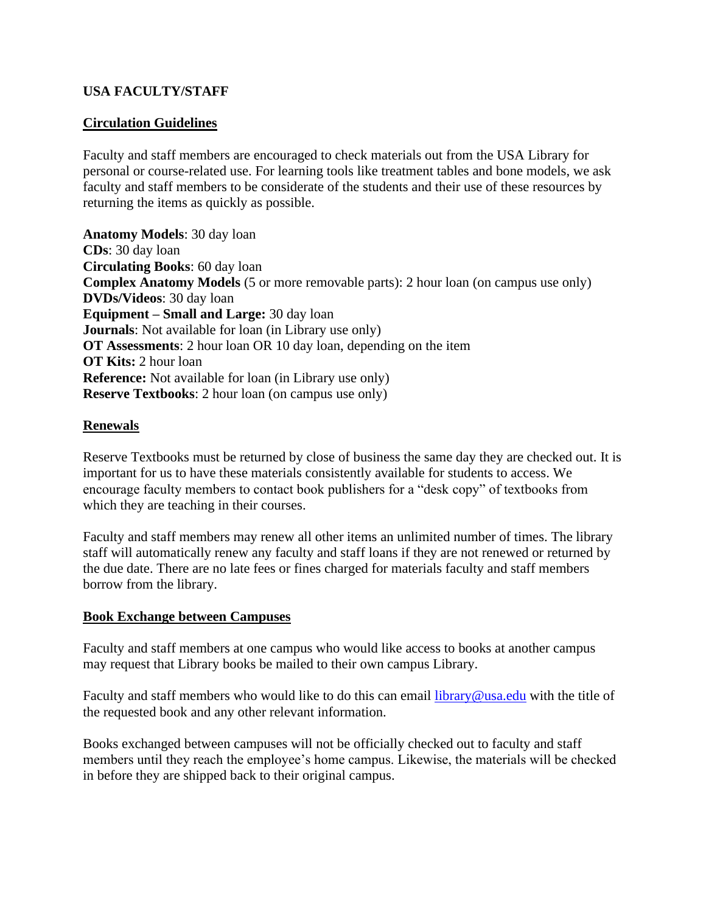**USA FACULTY/STAFF**

**Circulation Guidelines**

Faculty and staff members are encouraged to check materials out from the USA Library for personal or course-related use. For learning tools like treatment tables and bone models, we ask faculty and staff members to be considerate of the students and their use of these resources by returning the items as quickly as possible.

**Anatomy Models**: 30 day loan
**CDs**: 30 day loan
**Circulating Books**: 60 day loan
**Complex Anatomy Models** (5 or more removable parts): 2 hour loan (on campus use only)
**DVDs/Videos**: 30 day loan
**Equipment – Small and Large:** 30 day loan
**Journals**: Not available for loan (in Library use only)
**OT Assessments**: 2 hour loan OR 10 day loan, depending on the item
**OT Kits:** 2 hour loan
**Reference:** Not available for loan (in Library use only)
**Reserve Textbooks**: 2 hour loan (on campus use only)

**Renewals**

Reserve Textbooks must be returned by close of business the same day they are checked out. It is important for us to have these materials consistently available for students to access. We encourage faculty members to contact book publishers for a "desk copy" of textbooks from which they are teaching in their courses.

Faculty and staff members may renew all other items an unlimited number of times. The library staff will automatically renew any faculty and staff loans if they are not renewed or returned by the due date. There are no late fees or fines charged for materials faculty and staff members borrow from the library.

**Book Exchange between Campuses**

Faculty and staff members at one campus who would like access to books at another campus may request that Library books be mailed to their own campus Library.

Faculty and staff members who would like to do this can email library@usa.edu with the title of the requested book and any other relevant information.

Books exchanged between campuses will not be officially checked out to faculty and staff members until they reach the employee's home campus. Likewise, the materials will be checked in before they are shipped back to their original campus.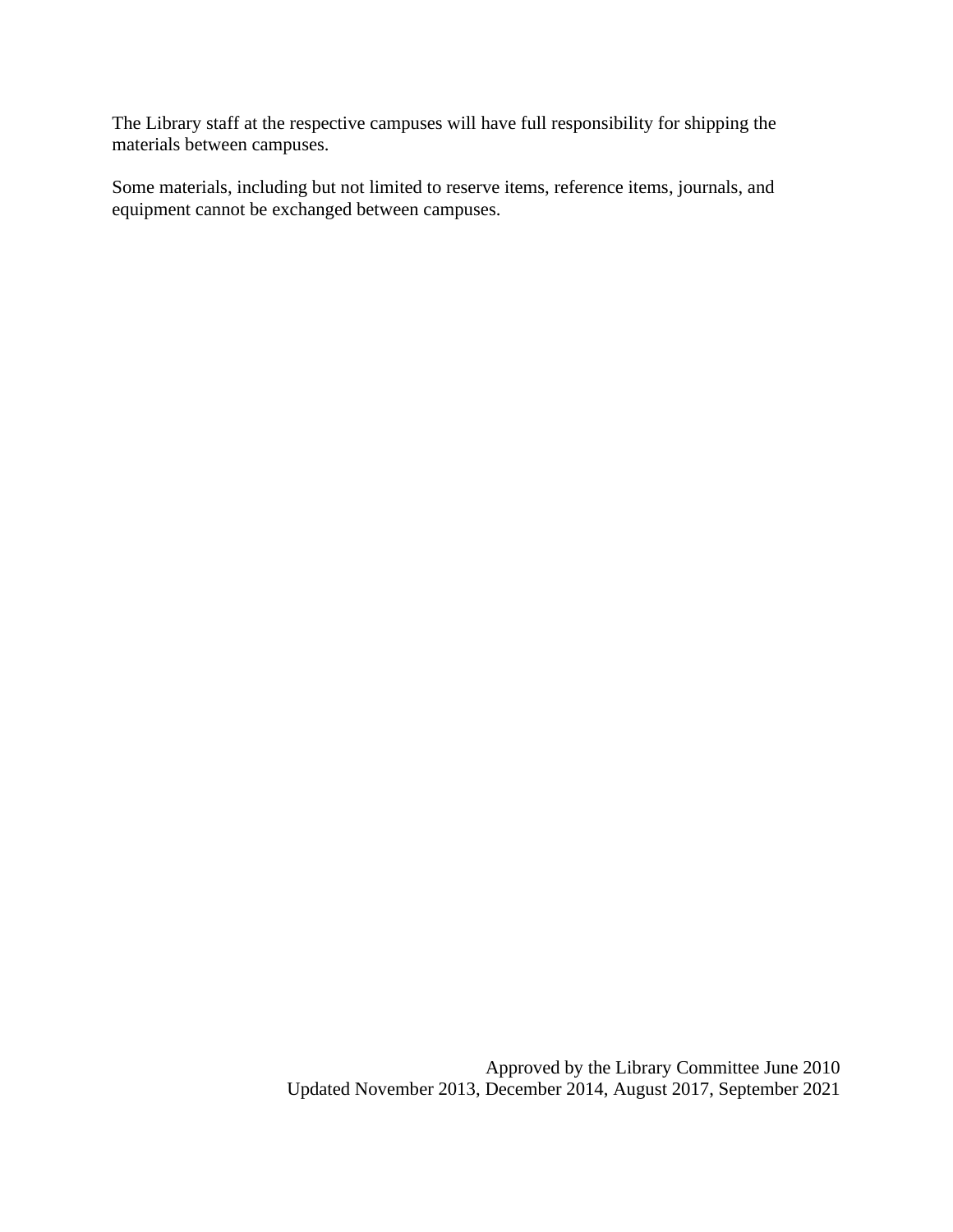The Library staff at the respective campuses will have full responsibility for shipping the materials between campuses.

Some materials, including but not limited to reserve items, reference items, journals, and equipment cannot be exchanged between campuses.

Approved by the Library Committee June 2010
Updated November 2013, December 2014, August 2017, September 2021